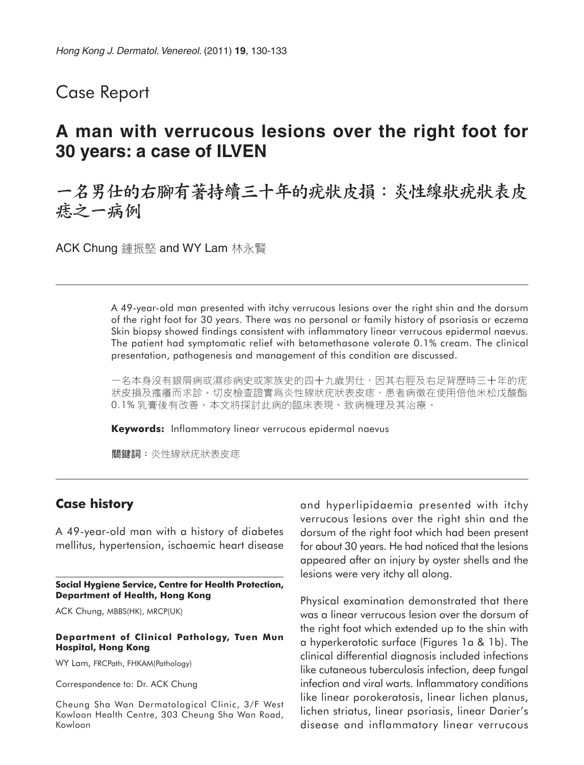Case Report

# A man with verrucous lesions over the right foot for 30 years: a case of ILVEN

# 一名男仕的右腳有著持續三十年的疣狀皮損：炎性線狀疣狀表皮痣之一病例

ACK Chung 鍾振堅 and WY Lam 林永賢

A 49-year-old man presented with itchy verrucous lesions over the right shin and the dorsum of the right foot for 30 years. There was no personal or family history of psoriasis or eczema Skin biopsy showed findings consistent with inflammatory linear verrucous epidermal naevus. The patient had symptomatic relief with betamethasone valerate 0.1% cream. The clinical presentation, pathogenesis and management of this condition are discussed.

一名本身沒有銀屑病或濕疹病史或家族史的四十九歲男仕，因其右脛及右足背歷時三十年的疣狀皮損及瘙癢而求診。切皮檢查證實爲炎性線狀疣狀表皮痣，患者病徵在使用倍他米松戊酸酯0.1% 乳膏後有改善。本文將探討此病的臨床表現、致病機理及其治療。

**Keywords:** Inflammatory linear verrucous epidermal naevus

**關鍵詞**：炎性線狀疣狀表皮痣

## Case history

A 49-year-old man with a history of diabetes mellitus, hypertension, ischaemic heart disease and hyperlipidaemia presented with itchy verrucous lesions over the right shin and the dorsum of the right foot which had been present for about 30 years. He had noticed that the lesions appeared after an injury by oyster shells and the lesions were very itchy all along.

Physical examination demonstrated that there was a linear verrucous lesion over the dorsum of the right foot which extended up to the shin with a hyperkeratotic surface (Figures 1a & 1b). The clinical differential diagnosis included infections like cutaneous tuberculosis infection, deep fungal infection and viral warts. Inflammatory conditions like linear porokeratosis, linear lichen planus, lichen striatus, linear psoriasis, linear Darier's disease and inflammatory linear verrucous

**Social Hygiene Service, Centre for Health Protection, Department of Health, Hong Kong**

ACK Chung, MBBS(HK), MRCP(UK)

**Department of Clinical Pathology, Tuen Mun Hospital, Hong Kong**

WY Lam, FRCPath, FHKAM(Pathology)

Correspondence to: Dr. ACK Chung

Cheung Sha Wan Dermatological Clinic, 3/F West Kowloon Health Centre, 303 Cheung Sha Wan Road, Kowloon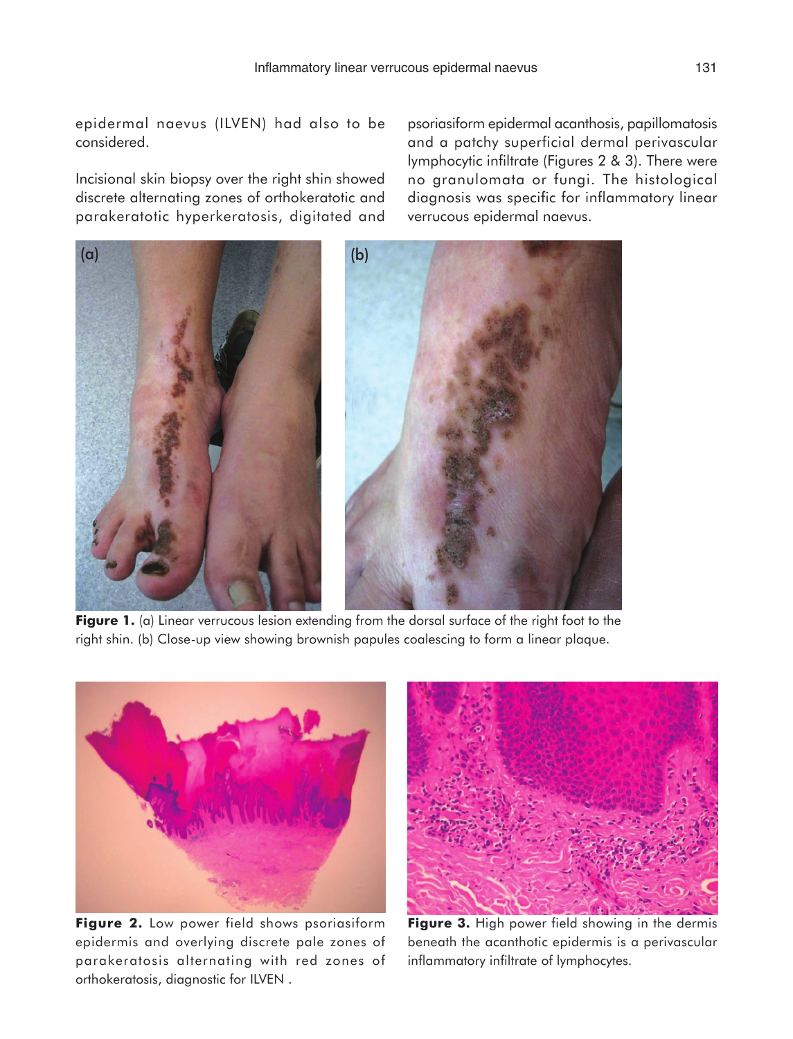epidermal naevus (ILVEN) had also to be considered.

Incisional skin biopsy over the right shin showed discrete alternating zones of orthokeratotic and parakeratotic hyperkeratosis, digitated and psoriasiform epidermal acanthosis, papillomatosis and a patchy superficial dermal perivascular lymphocytic infiltrate (Figures 2 & 3). There were no granulomata or fungi. The histological diagnosis was specific for inflammatory linear verrucous epidermal naevus.

**Figure 1.** (a) Linear verrucous lesion extending from the dorsal surface of the right foot to the right shin. (b) Close-up view showing brownish papules coalescing to form a linear plaque.

**Figure 2.** Low power field shows psoriasiform epidermis and overlying discrete pale zones of parakeratosis alternating with red zones of orthokeratosis, diagnostic for ILVEN .

**Figure 3.** High power field showing in the dermis beneath the acanthotic epidermis is a perivascular inflammatory infiltrate of lymphocytes.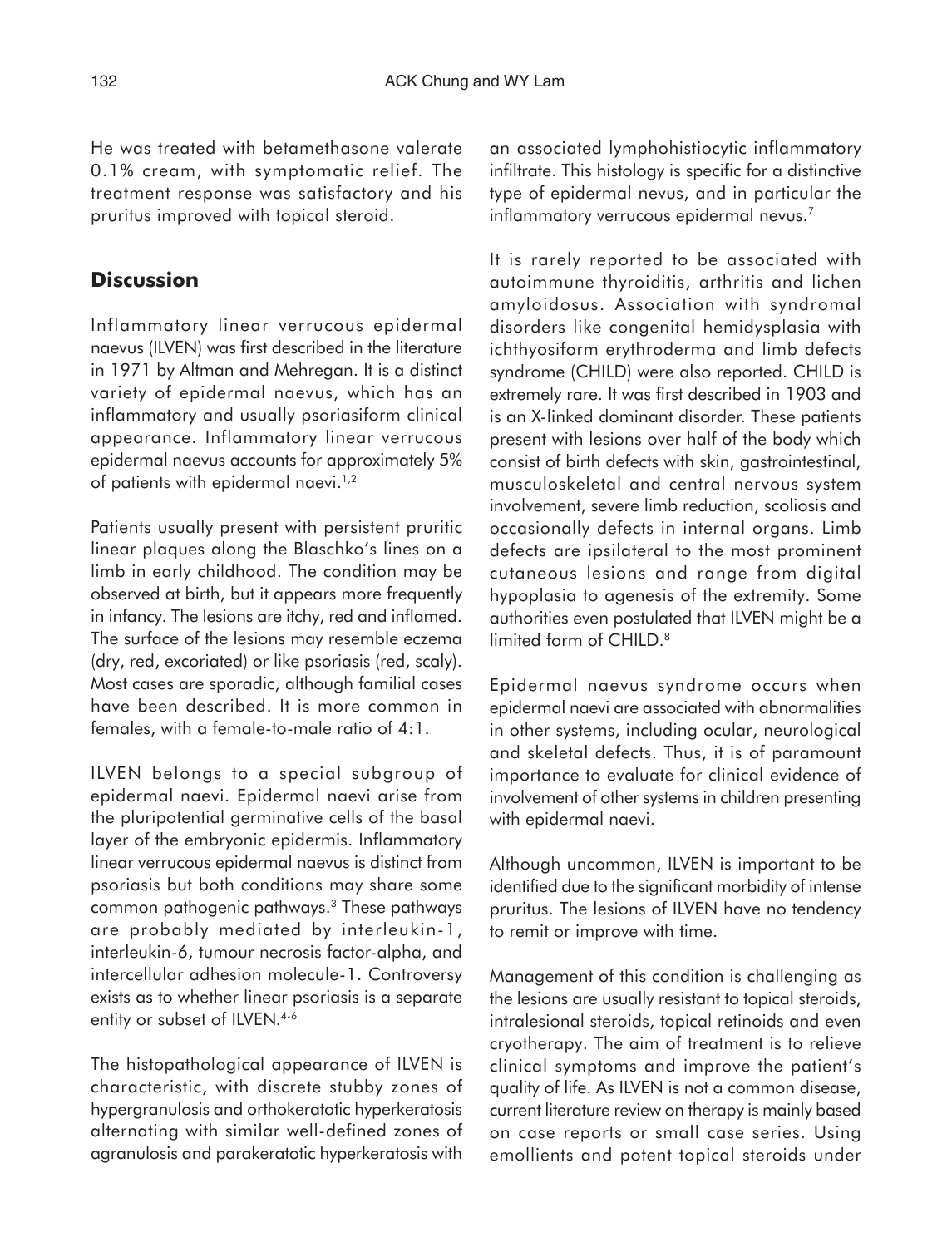He was treated with betamethasone valerate 0.1% cream, with symptomatic relief. The treatment response was satisfactory and his pruritus improved with topical steroid.

## Discussion

Inflammatory linear verrucous epidermal naevus (ILVEN) was first described in the literature in 1971 by Altman and Mehregan. It is a distinct variety of epidermal naevus, which has an inflammatory and usually psoriasiform clinical appearance. Inflammatory linear verrucous epidermal naevus accounts for approximately 5% of patients with epidermal naevi.[1,2]

Patients usually present with persistent pruritic linear plaques along the Blaschko's lines on a limb in early childhood. The condition may be observed at birth, but it appears more frequently in infancy. The lesions are itchy, red and inflamed. The surface of the lesions may resemble eczema (dry, red, excoriated) or like psoriasis (red, scaly). Most cases are sporadic, although familial cases have been described. It is more common in females, with a female-to-male ratio of 4:1.

ILVEN belongs to a special subgroup of epidermal naevi. Epidermal naevi arise from the pluripotential germinative cells of the basal layer of the embryonic epidermis. Inflammatory linear verrucous epidermal naevus is distinct from psoriasis but both conditions may share some common pathogenic pathways.[3] These pathways are probably mediated by interleukin-1, interleukin-6, tumour necrosis factor-alpha, and intercellular adhesion molecule-1. Controversy exists as to whether linear psoriasis is a separate entity or subset of ILVEN.[4-6]

The histopathological appearance of ILVEN is characteristic, with discrete stubby zones of hypergranulosis and orthokeratotic hyperkeratosis alternating with similar well-defined zones of agranulosis and parakeratotic hyperkeratosis with an associated lymphohistiocytic inflammatory infiltrate. This histology is specific for a distinctive type of epidermal nevus, and in particular the inflammatory verrucous epidermal nevus.[7]

It is rarely reported to be associated with autoimmune thyroiditis, arthritis and lichen amyloidosus. Association with syndromal disorders like congenital hemidysplasia with ichthyosiform erythroderma and limb defects syndrome (CHILD) were also reported. CHILD is extremely rare. It was first described in 1903 and is an X-linked dominant disorder. These patients present with lesions over half of the body which consist of birth defects with skin, gastrointestinal, musculoskeletal and central nervous system involvement, severe limb reduction, scoliosis and occasionally defects in internal organs. Limb defects are ipsilateral to the most prominent cutaneous lesions and range from digital hypoplasia to agenesis of the extremity. Some authorities even postulated that ILVEN might be a limited form of CHILD.[8]

Epidermal naevus syndrome occurs when epidermal naevi are associated with abnormalities in other systems, including ocular, neurological and skeletal defects. Thus, it is of paramount importance to evaluate for clinical evidence of involvement of other systems in children presenting with epidermal naevi.

Although uncommon, ILVEN is important to be identified due to the significant morbidity of intense pruritus. The lesions of ILVEN have no tendency to remit or improve with time.

Management of this condition is challenging as the lesions are usually resistant to topical steroids, intralesional steroids, topical retinoids and even cryotherapy. The aim of treatment is to relieve clinical symptoms and improve the patient's quality of life. As ILVEN is not a common disease, current literature review on therapy is mainly based on case reports or small case series. Using emollients and potent topical steroids under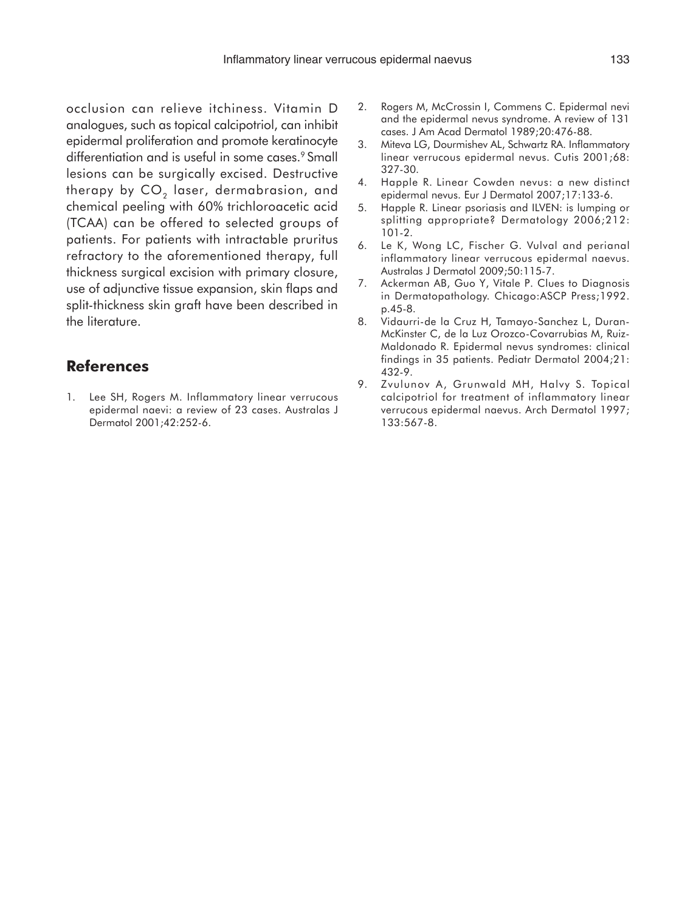occlusion can relieve itchiness. Vitamin D analogues, such as topical calcipotriol, can inhibit epidermal proliferation and promote keratinocyte differentiation and is useful in some cases.[9] Small lesions can be surgically excised. Destructive therapy by $CO_2$ laser, dermabrasion, and chemical peeling with 60% trichloroacetic acid (TCAA) can be offered to selected groups of patients. For patients with intractable pruritus refractory to the aforementioned therapy, full thickness surgical excision with primary closure, use of adjunctive tissue expansion, skin flaps and split-thickness skin graft have been described in the literature.

## References

1. Lee SH, Rogers M. Inflammatory linear verrucous epidermal naevi: a review of 23 cases. Australas J Dermatol 2001;42:252-6.
2. Rogers M, McCrossin I, Commens C. Epidermal nevi and the epidermal nevus syndrome. A review of 131 cases. J Am Acad Dermatol 1989;20:476-88.
3. Miteva LG, Dourmishev AL, Schwartz RA. Inflammatory linear verrucous epidermal nevus. Cutis 2001;68: 327-30.
4. Happle R. Linear Cowden nevus: a new distinct epidermal nevus. Eur J Dermatol 2007;17:133-6.
5. Happle R. Linear psoriasis and ILVEN: is lumping or splitting appropriate? Dermatology 2006;212: 101-2.
6. Le K, Wong LC, Fischer G. Vulval and perianal inflammatory linear verrucous epidermal naevus. Australas J Dermatol 2009;50:115-7.
7. Ackerman AB, Guo Y, Vitale P. Clues to Diagnosis in Dermatopathology. Chicago:ASCP Press;1992. p.45-8.
8. Vidaurri-de la Cruz H, Tamayo-Sanchez L, Duran-McKinster C, de la Luz Orozco-Covarrubias M, Ruiz-Maldonado R. Epidermal nevus syndromes: clinical findings in 35 patients. Pediatr Dermatol 2004;21: 432-9.
9. Zvulunov A, Grunwald MH, Halvy S. Topical calcipotriol for treatment of inflammatory linear verrucous epidermal naevus. Arch Dermatol 1997; 133:567-8.